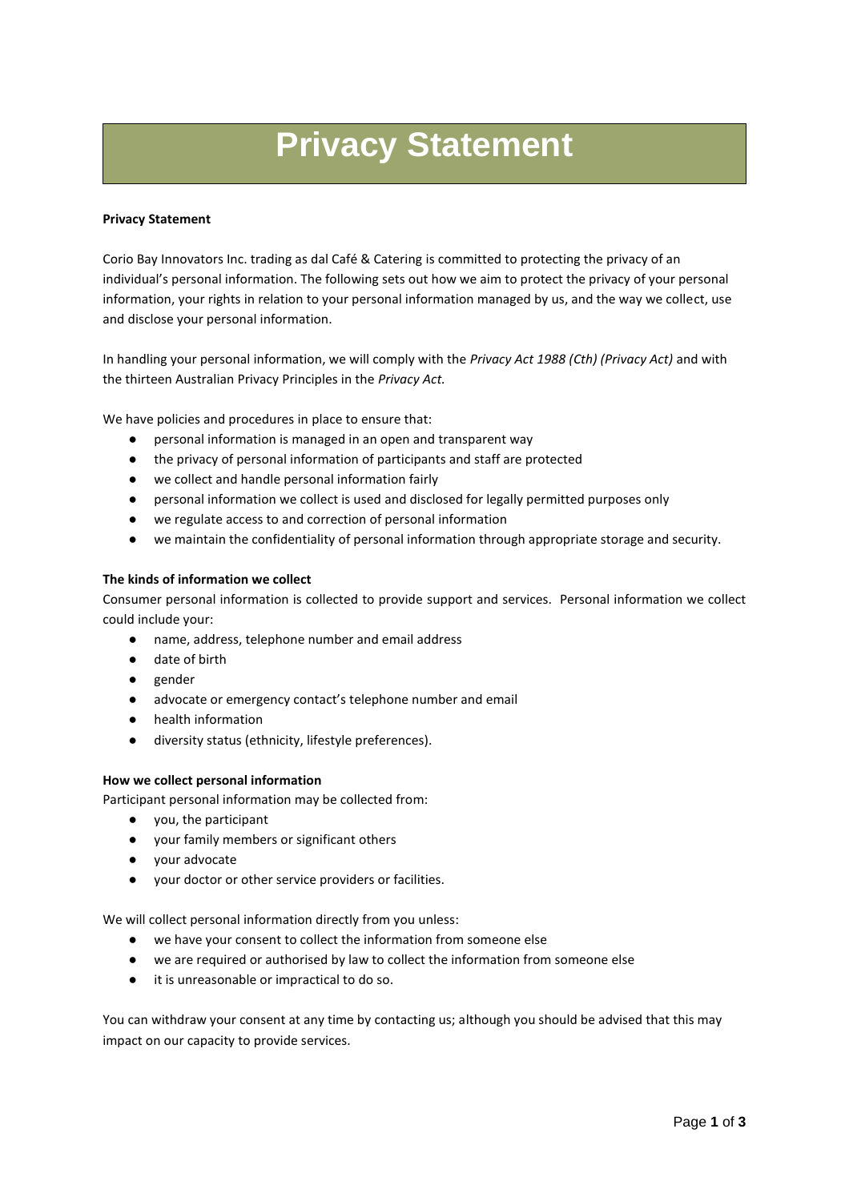# Privacy Statement

**Privacy Statement**

Corio Bay Innovators Inc. trading as dal Café & Catering is committed to protecting the privacy of an individual's personal information. The following sets out how we aim to protect the privacy of your personal information, your rights in relation to your personal information managed by us, and the way we collect, use and disclose your personal information.

In handling your personal information, we will comply with the *Privacy Act 1988 (Cth) (Privacy Act)* and with the thirteen Australian Privacy Principles in the *Privacy Act.*

We have policies and procedures in place to ensure that:

- personal information is managed in an open and transparent way
- the privacy of personal information of participants and staff are protected
- we collect and handle personal information fairly
- personal information we collect is used and disclosed for legally permitted purposes only
- we regulate access to and correction of personal information
- we maintain the confidentiality of personal information through appropriate storage and security.

**The kinds of information we collect**

Consumer personal information is collected to provide support and services. Personal information we collect could include your:

- name, address, telephone number and email address
- date of birth
- gender
- advocate or emergency contact's telephone number and email
- health information
- diversity status (ethnicity, lifestyle preferences).

**How we collect personal information**

Participant personal information may be collected from:

- you, the participant
- your family members or significant others
- your advocate
- your doctor or other service providers or facilities.

We will collect personal information directly from you unless:

- we have your consent to collect the information from someone else
- we are required or authorised by law to collect the information from someone else
- it is unreasonable or impractical to do so.

You can withdraw your consent at any time by contacting us; although you should be advised that this may impact on our capacity to provide services.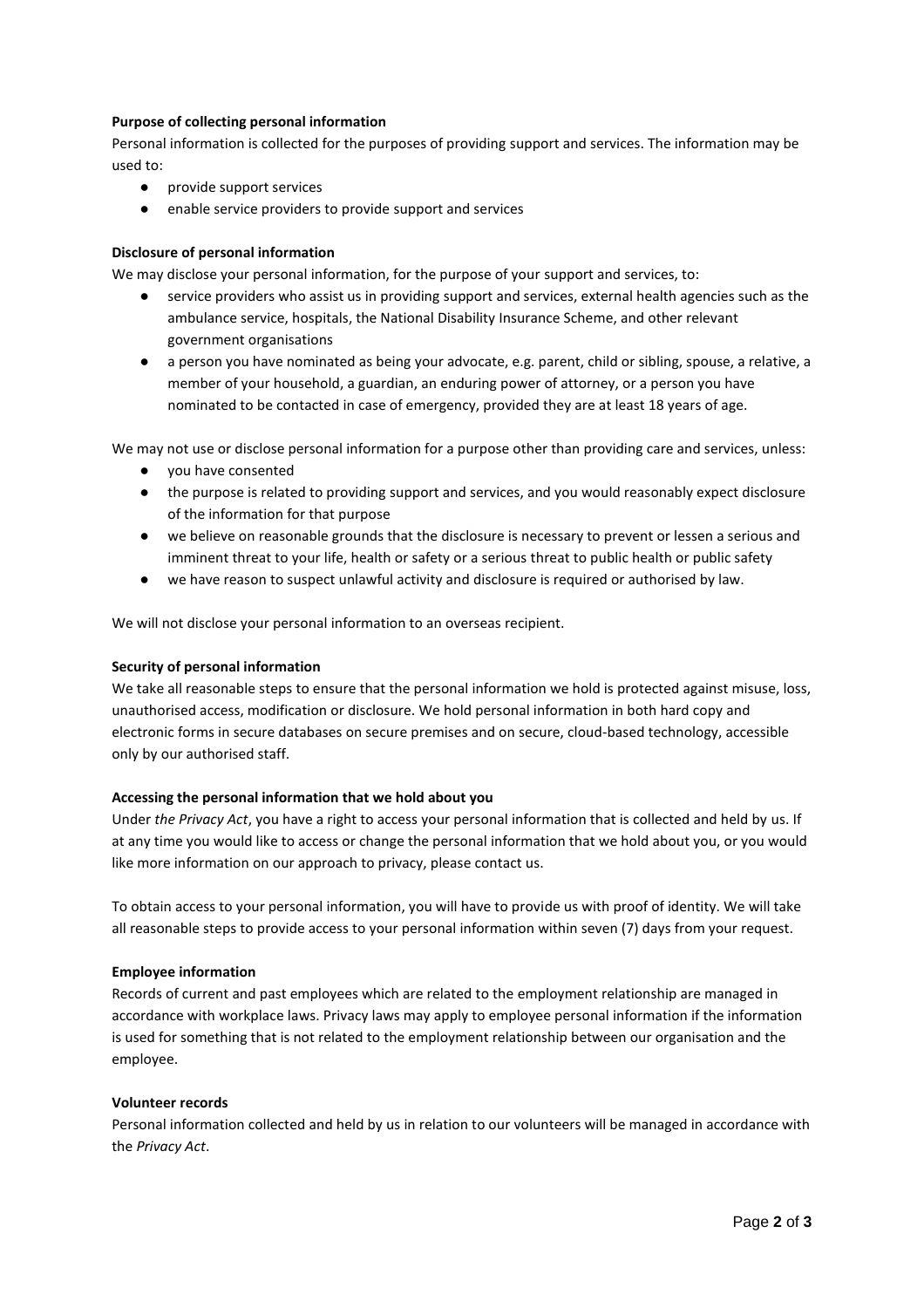**Purpose of collecting personal information**

Personal information is collected for the purposes of providing support and services. The information may be used to:

- provide support services
- enable service providers to provide support and services

**Disclosure of personal information**

We may disclose your personal information, for the purpose of your support and services, to:

- service providers who assist us in providing support and services, external health agencies such as the ambulance service, hospitals, the National Disability Insurance Scheme, and other relevant government organisations
- a person you have nominated as being your advocate, e.g. parent, child or sibling, spouse, a relative, a member of your household, a guardian, an enduring power of attorney, or a person you have nominated to be contacted in case of emergency, provided they are at least 18 years of age.

We may not use or disclose personal information for a purpose other than providing care and services, unless:

- you have consented
- the purpose is related to providing support and services, and you would reasonably expect disclosure of the information for that purpose
- we believe on reasonable grounds that the disclosure is necessary to prevent or lessen a serious and imminent threat to your life, health or safety or a serious threat to public health or public safety
- we have reason to suspect unlawful activity and disclosure is required or authorised by law.

We will not disclose your personal information to an overseas recipient.

**Security of personal information**

We take all reasonable steps to ensure that the personal information we hold is protected against misuse, loss, unauthorised access, modification or disclosure. We hold personal information in both hard copy and electronic forms in secure databases on secure premises and on secure, cloud-based technology, accessible only by our authorised staff.

**Accessing the personal information that we hold about you**

Under *the Privacy Act*, you have a right to access your personal information that is collected and held by us. If at any time you would like to access or change the personal information that we hold about you, or you would like more information on our approach to privacy, please contact us.

To obtain access to your personal information, you will have to provide us with proof of identity. We will take all reasonable steps to provide access to your personal information within seven (7) days from your request.

**Employee information**

Records of current and past employees which are related to the employment relationship are managed in accordance with workplace laws. Privacy laws may apply to employee personal information if the information is used for something that is not related to the employment relationship between our organisation and the employee.

**Volunteer records**

Personal information collected and held by us in relation to our volunteers will be managed in accordance with the *Privacy Act*.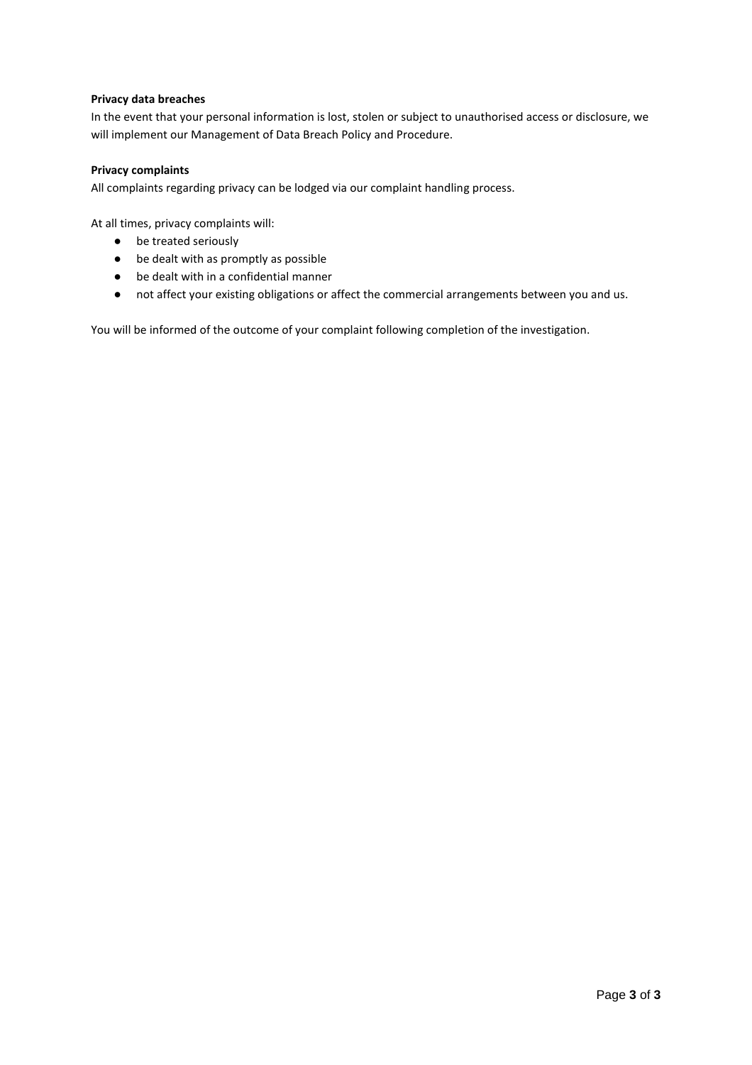**Privacy data breaches**

In the event that your personal information is lost, stolen or subject to unauthorised access or disclosure, we will implement our Management of Data Breach Policy and Procedure.

**Privacy complaints**

All complaints regarding privacy can be lodged via our complaint handling process.

At all times, privacy complaints will:

- be treated seriously
- be dealt with as promptly as possible
- be dealt with in a confidential manner
- not affect your existing obligations or affect the commercial arrangements between you and us.

You will be informed of the outcome of your complaint following completion of the investigation.